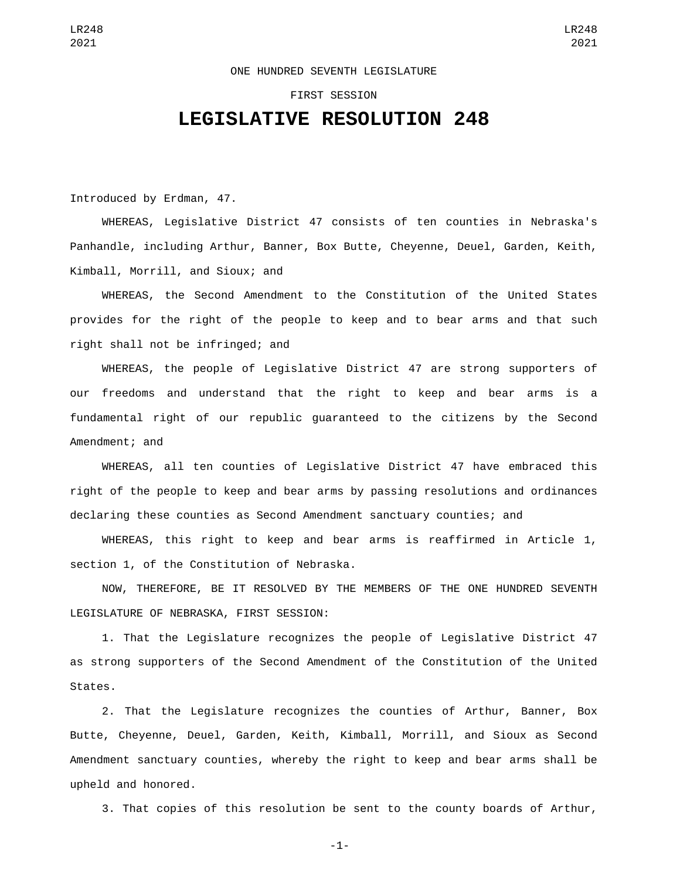ONE HUNDRED SEVENTH LEGISLATURE

FIRST SESSION

# LEGISLATIVE RESOLUTION 248

Introduced by Erdman, 47.

WHEREAS, Legislative District 47 consists of ten counties in Nebraska's Panhandle, including Arthur, Banner, Box Butte, Cheyenne, Deuel, Garden, Keith, Kimball, Morrill, and Sioux; and

WHEREAS, the Second Amendment to the Constitution of the United States provides for the right of the people to keep and to bear arms and that such right shall not be infringed; and

WHEREAS, the people of Legislative District 47 are strong supporters of our freedoms and understand that the right to keep and bear arms is a fundamental right of our republic guaranteed to the citizens by the Second Amendment; and

WHEREAS, all ten counties of Legislative District 47 have embraced this right of the people to keep and bear arms by passing resolutions and ordinances declaring these counties as Second Amendment sanctuary counties; and

WHEREAS, this right to keep and bear arms is reaffirmed in Article 1, section 1, of the Constitution of Nebraska.

NOW, THEREFORE, BE IT RESOLVED BY THE MEMBERS OF THE ONE HUNDRED SEVENTH LEGISLATURE OF NEBRASKA, FIRST SESSION:

1. That the Legislature recognizes the people of Legislative District 47 as strong supporters of the Second Amendment of the Constitution of the United States.

2. That the Legislature recognizes the counties of Arthur, Banner, Box Butte, Cheyenne, Deuel, Garden, Keith, Kimball, Morrill, and Sioux as Second Amendment sanctuary counties, whereby the right to keep and bear arms shall be upheld and honored.

3. That copies of this resolution be sent to the county boards of Arthur,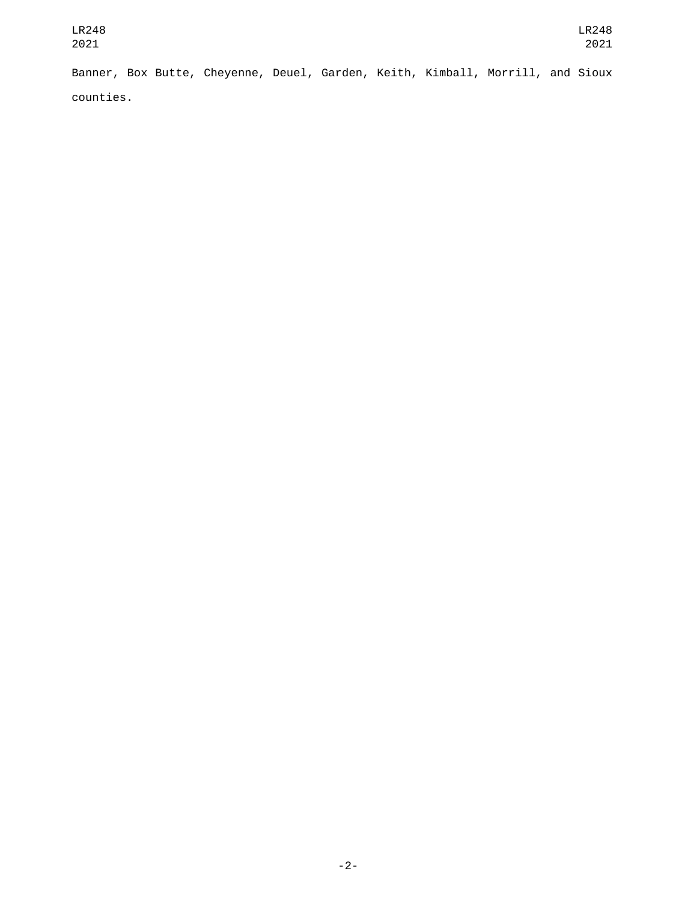Banner, Box Butte, Cheyenne, Deuel, Garden, Keith, Kimball, Morrill, and Sioux counties.